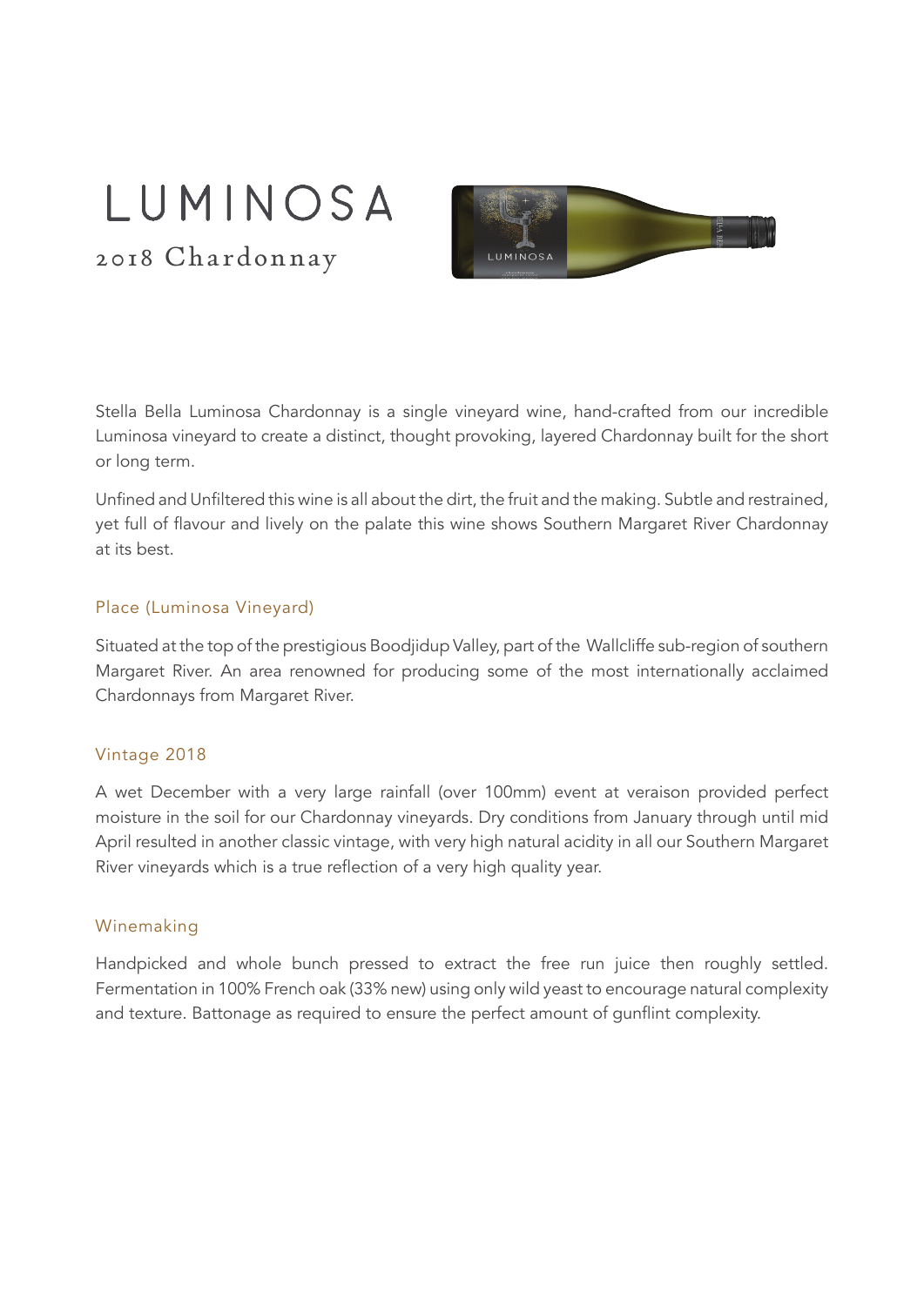# LUMINOSA

## 2018 Chardonnay

Stella Bella Luminosa Chardonnay is a single vineyard wine, hand-crafted from our incredible Luminosa vineyard to create a distinct, thought provoking, layered Chardonnay built for the short or long term.

Unfined and Unfiltered this wine is all about the dirt, the fruit and the making. Subtle and restrained, yet full of flavour and lively on the palate this wine shows Southern Margaret River Chardonnay at its best.

### Place (Luminosa Vineyard)

Situated at the top of the prestigious Boodjidup Valley, part of the Wallcliffe sub-region of southern Margaret River. An area renowned for producing some of the most internationally acclaimed Chardonnays from Margaret River.

### Vintage 2018

A wet December with a very large rainfall (over 100mm) event at veraison provided perfect moisture in the soil for our Chardonnay vineyards. Dry conditions from January through until mid April resulted in another classic vintage, with very high natural acidity in all our Southern Margaret River vineyards which is a true reflection of a very high quality year.

### Winemaking

Handpicked and whole bunch pressed to extract the free run juice then roughly settled. Fermentation in 100% French oak (33% new) using only wild yeast to encourage natural complexity and texture. Battonage as required to ensure the perfect amount of gunflint complexity.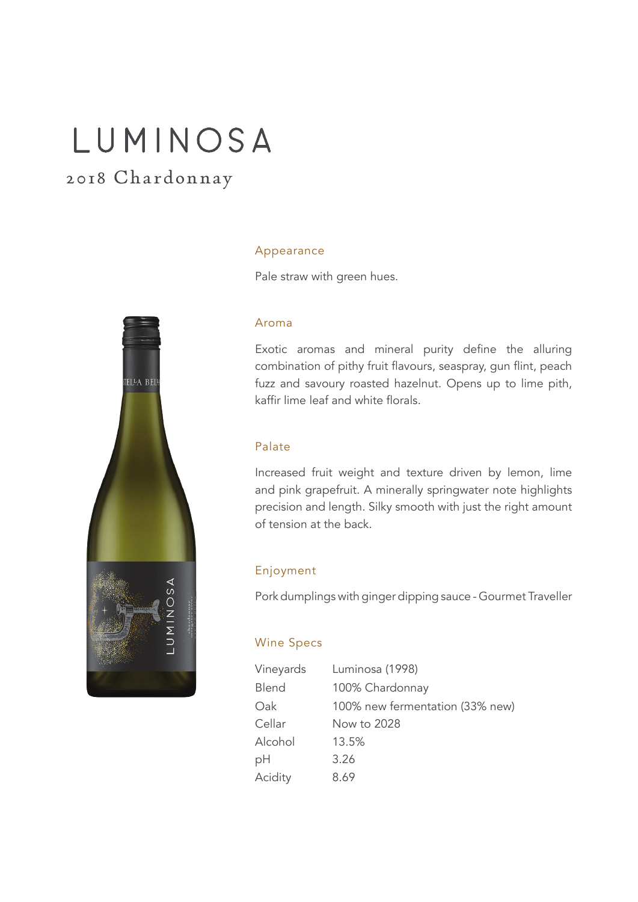# LUMINOSA

## 2018 Chardonnay

### Appearance

Pale straw with green hues.

### Aroma

Exotic aromas and mineral purity define the alluring combination of pithy fruit flavours, seaspray, gun flint, peach fuzz and savoury roasted hazelnut. Opens up to lime pith, kaffir lime leaf and white florals.

### Palate

Increased fruit weight and texture driven by lemon, lime and pink grapefruit. A minerally springwater note highlights precision and length. Silky smooth with just the right amount of tension at the back.

### Enjoyment

Pork dumplings with ginger dipping sauce - Gourmet Traveller

### Wine Specs

| | |
|---|---|
| Vineyards | Luminosa (1998) |
| Blend | 100% Chardonnay |
| Oak | 100% new fermentation (33% new) |
| Cellar | Now to 2028 |
| Alcohol | 13.5% |
| pH | 3.26 |
| Acidity | 8.69 |